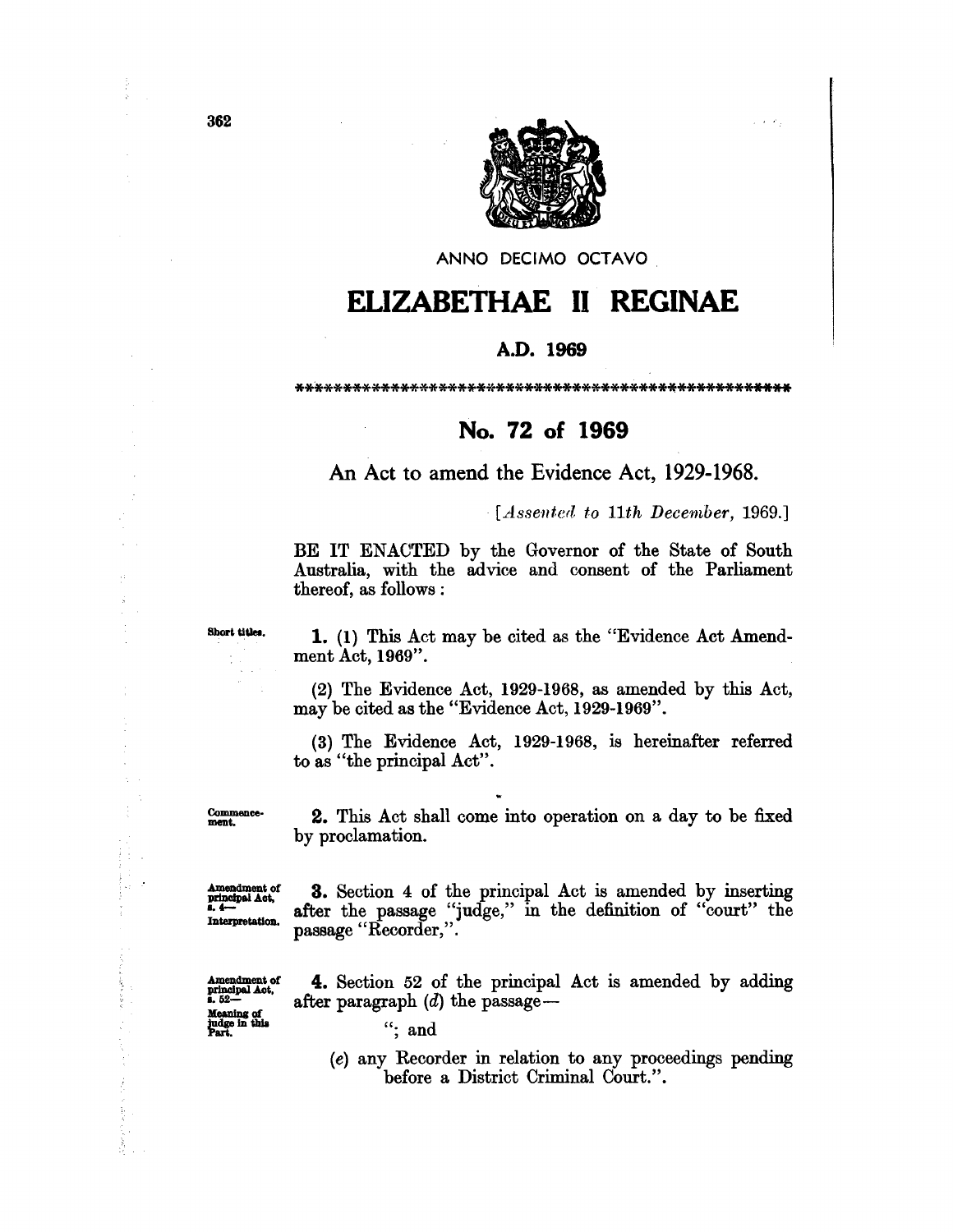ANNO DECIMO OCTAVO

# ELIZABETHAE II REGINAE

**A.D. 1969**

\*\*\*\*\*\*\*\*\*\*\*\*\*\*\*\*\*\*\*\*\*\*\*\*\*\*\*\*\*\*\*\*\*\*\*\*\*\*\*\*\*\*\*\*\*\*\*\*\*\*\*\*\*

## No. 72 of 1969

An Act to amend the Evidence Act, 1929-1968.

[*Assented to 11th December, 1969.*]

BE IT ENACTED by the Governor of the State of South Australia, with the advice and consent of the Parliament thereof, as follows:

Short titles.

**1.** (1) This Act may be cited as the "Evidence Act Amendment Act, 1969".

(2) The Evidence Act, 1929-1968, as amended by this Act, may be cited as the "Evidence Act, 1929-1969".

(3) The Evidence Act, 1929-1968, is hereinafter referred to as "the principal Act".

Commencement.

**2.** This Act shall come into operation on a day to be fixed by proclamation.

Amendment of principal Act, s. 4— Interpretation.

**3.** Section 4 of the principal Act is amended by inserting after the passage "judge," in the definition of "court" the passage "Recorder,".

Amendment of principal Act, s. 52— Meaning of judge in this Part.

**4.** Section 52 of the principal Act is amended by adding after paragraph (*d*) the passage—

"; and

(*e*) any Recorder in relation to any proceedings pending before a District Criminal Court.".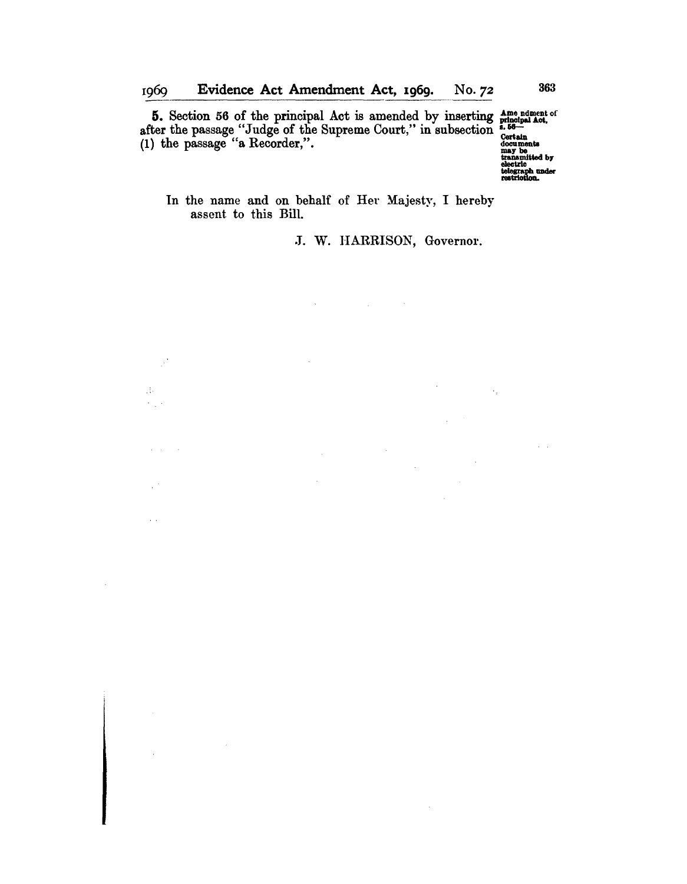**5.** Section 56 of the principal Act is amended by inserting after the passage "Judge of the Supreme Court," in subsection (1) the passage "a Recorder,".

Amendment of principal Act, s. 56— Certain documents may be transmitted by electric telegraph under restriction.

In the name and on behalf of Her Majesty, I hereby assent to this Bill.

J. W. HARRISON, Governor.